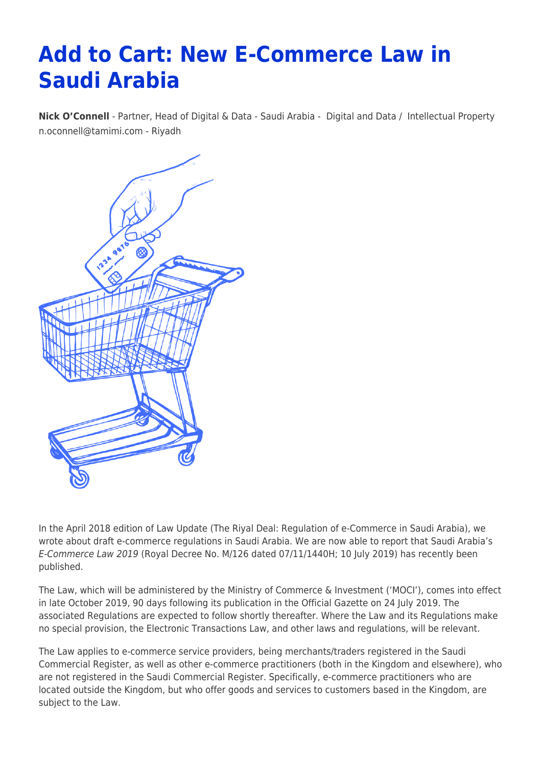# Add to Cart: New E-Commerce Law in Saudi Arabia

**Nick O'Connell** - Partner, Head of Digital & Data - Saudi Arabia - Digital and Data / Intellectual Property
n.oconnell@tamimi.com - Riyadh

In the April 2018 edition of Law Update (The Riyal Deal: Regulation of e-Commerce in Saudi Arabia), we wrote about draft e-commerce regulations in Saudi Arabia. We are now able to report that Saudi Arabia's *E-Commerce Law 2019* (Royal Decree No. M/126 dated 07/11/1440H; 10 July 2019) has recently been published.

The Law, which will be administered by the Ministry of Commerce & Investment ('MOCI'), comes into effect in late October 2019, 90 days following its publication in the Official Gazette on 24 July 2019. The associated Regulations are expected to follow shortly thereafter. Where the Law and its Regulations make no special provision, the Electronic Transactions Law, and other laws and regulations, will be relevant.

The Law applies to e-commerce service providers, being merchants/traders registered in the Saudi Commercial Register, as well as other e-commerce practitioners (both in the Kingdom and elsewhere), who are not registered in the Saudi Commercial Register. Specifically, e-commerce practitioners who are located outside the Kingdom, but who offer goods and services to customers based in the Kingdom, are subject to the Law.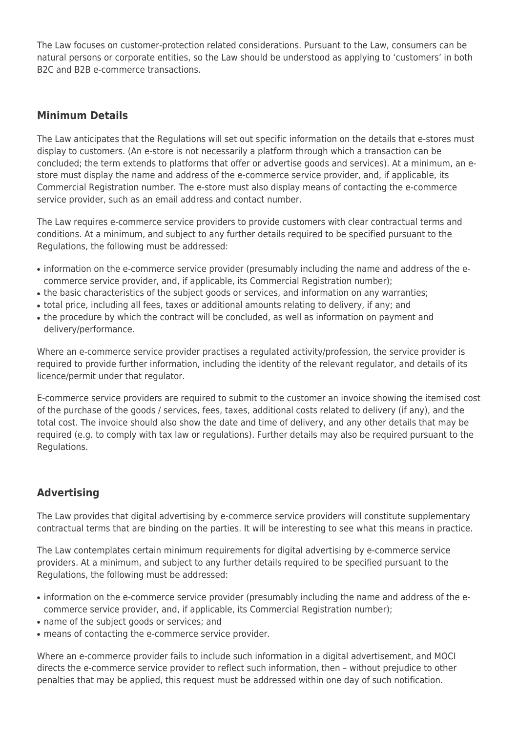The Law focuses on customer-protection related considerations. Pursuant to the Law, consumers can be natural persons or corporate entities, so the Law should be understood as applying to 'customers' in both B2C and B2B e-commerce transactions.

## Minimum Details

The Law anticipates that the Regulations will set out specific information on the details that e-stores must display to customers. (An e-store is not necessarily a platform through which a transaction can be concluded; the term extends to platforms that offer or advertise goods and services). At a minimum, an e-store must display the name and address of the e-commerce service provider, and, if applicable, its Commercial Registration number. The e-store must also display means of contacting the e-commerce service provider, such as an email address and contact number.

The Law requires e-commerce service providers to provide customers with clear contractual terms and conditions. At a minimum, and subject to any further details required to be specified pursuant to the Regulations, the following must be addressed:

- information on the e-commerce service provider (presumably including the name and address of the e-commerce service provider, and, if applicable, its Commercial Registration number);
- the basic characteristics of the subject goods or services, and information on any warranties;
- total price, including all fees, taxes or additional amounts relating to delivery, if any; and
- the procedure by which the contract will be concluded, as well as information on payment and delivery/performance.

Where an e-commerce service provider practises a regulated activity/profession, the service provider is required to provide further information, including the identity of the relevant regulator, and details of its licence/permit under that regulator.

E-commerce service providers are required to submit to the customer an invoice showing the itemised cost of the purchase of the goods / services, fees, taxes, additional costs related to delivery (if any), and the total cost. The invoice should also show the date and time of delivery, and any other details that may be required (e.g. to comply with tax law or regulations). Further details may also be required pursuant to the Regulations.

## Advertising

The Law provides that digital advertising by e-commerce service providers will constitute supplementary contractual terms that are binding on the parties. It will be interesting to see what this means in practice.

The Law contemplates certain minimum requirements for digital advertising by e-commerce service providers. At a minimum, and subject to any further details required to be specified pursuant to the Regulations, the following must be addressed:

- information on the e-commerce service provider (presumably including the name and address of the e-commerce service provider, and, if applicable, its Commercial Registration number);
- name of the subject goods or services; and
- means of contacting the e-commerce service provider.

Where an e-commerce provider fails to include such information in a digital advertisement, and MOCI directs the e-commerce service provider to reflect such information, then – without prejudice to other penalties that may be applied, this request must be addressed within one day of such notification.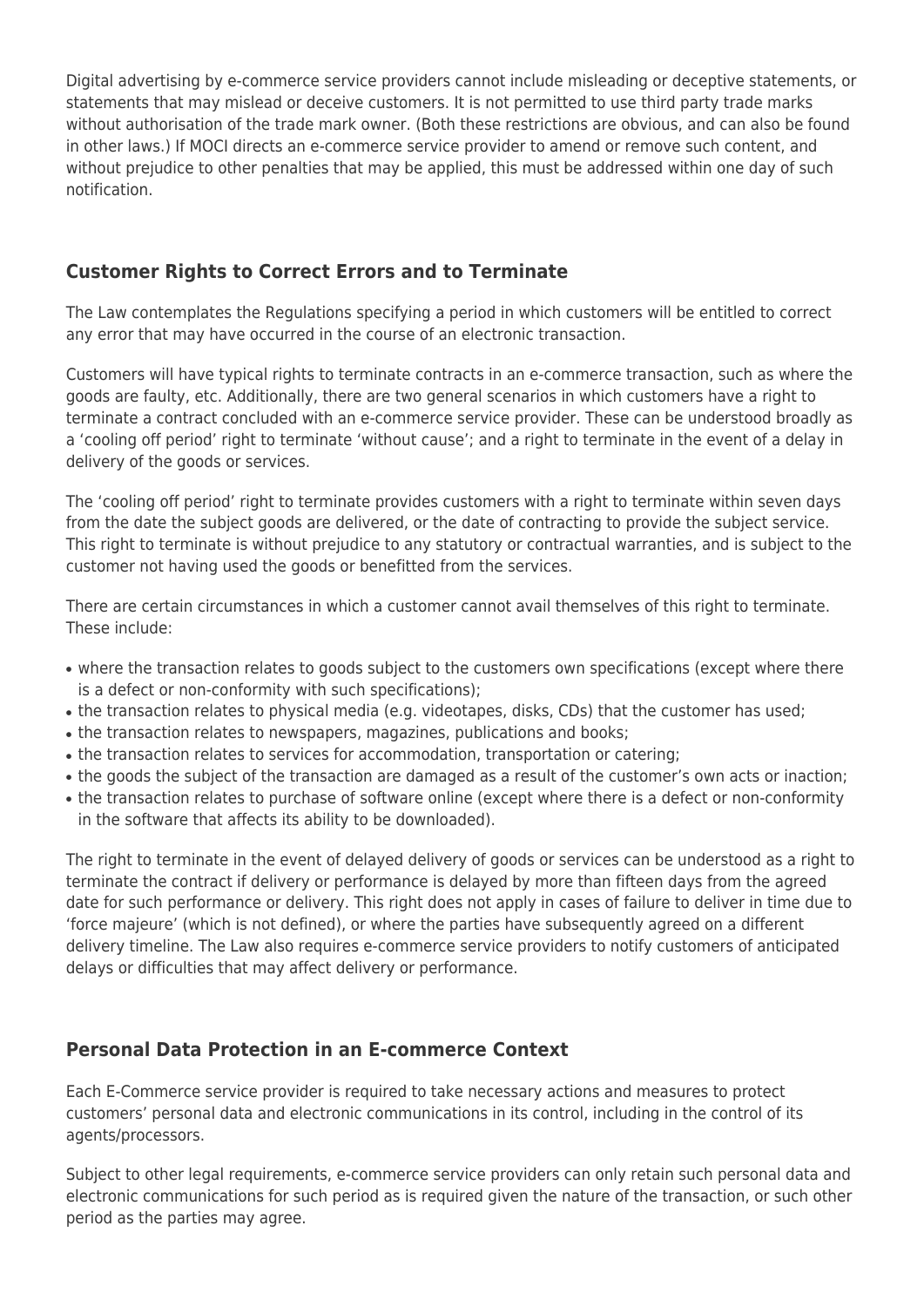Digital advertising by e-commerce service providers cannot include misleading or deceptive statements, or statements that may mislead or deceive customers. It is not permitted to use third party trade marks without authorisation of the trade mark owner. (Both these restrictions are obvious, and can also be found in other laws.) If MOCI directs an e-commerce service provider to amend or remove such content, and without prejudice to other penalties that may be applied, this must be addressed within one day of such notification.

## Customer Rights to Correct Errors and to Terminate

The Law contemplates the Regulations specifying a period in which customers will be entitled to correct any error that may have occurred in the course of an electronic transaction.

Customers will have typical rights to terminate contracts in an e-commerce transaction, such as where the goods are faulty, etc. Additionally, there are two general scenarios in which customers have a right to terminate a contract concluded with an e-commerce service provider. These can be understood broadly as a 'cooling off period' right to terminate 'without cause'; and a right to terminate in the event of a delay in delivery of the goods or services.

The 'cooling off period' right to terminate provides customers with a right to terminate within seven days from the date the subject goods are delivered, or the date of contracting to provide the subject service. This right to terminate is without prejudice to any statutory or contractual warranties, and is subject to the customer not having used the goods or benefitted from the services.

There are certain circumstances in which a customer cannot avail themselves of this right to terminate. These include:

- where the transaction relates to goods subject to the customers own specifications (except where there is a defect or non-conformity with such specifications);
- the transaction relates to physical media (e.g. videotapes, disks, CDs) that the customer has used;
- the transaction relates to newspapers, magazines, publications and books;
- the transaction relates to services for accommodation, transportation or catering;
- the goods the subject of the transaction are damaged as a result of the customer's own acts or inaction;
- the transaction relates to purchase of software online (except where there is a defect or non-conformity in the software that affects its ability to be downloaded).

The right to terminate in the event of delayed delivery of goods or services can be understood as a right to terminate the contract if delivery or performance is delayed by more than fifteen days from the agreed date for such performance or delivery. This right does not apply in cases of failure to deliver in time due to 'force majeure' (which is not defined), or where the parties have subsequently agreed on a different delivery timeline. The Law also requires e-commerce service providers to notify customers of anticipated delays or difficulties that may affect delivery or performance.

## Personal Data Protection in an E-commerce Context

Each E-Commerce service provider is required to take necessary actions and measures to protect customers' personal data and electronic communications in its control, including in the control of its agents/processors.

Subject to other legal requirements, e-commerce service providers can only retain such personal data and electronic communications for such period as is required given the nature of the transaction, or such other period as the parties may agree.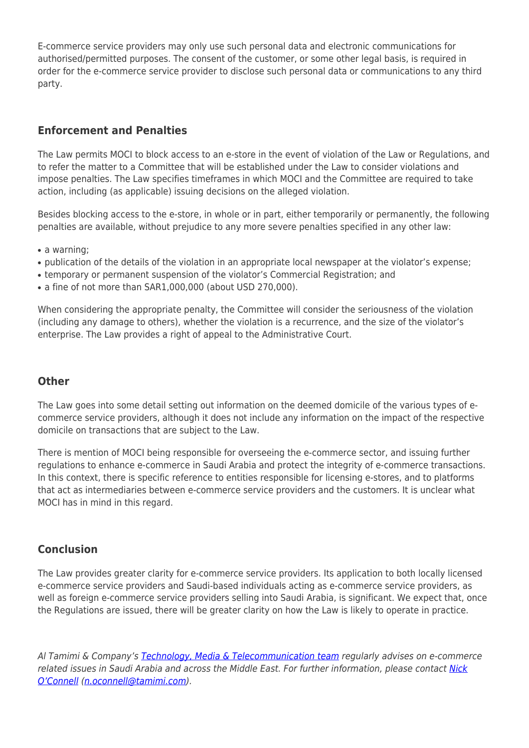E-commerce service providers may only use such personal data and electronic communications for authorised/permitted purposes. The consent of the customer, or some other legal basis, is required in order for the e-commerce service provider to disclose such personal data or communications to any third party.

## Enforcement and Penalties

The Law permits MOCI to block access to an e-store in the event of violation of the Law or Regulations, and to refer the matter to a Committee that will be established under the Law to consider violations and impose penalties. The Law specifies timeframes in which MOCI and the Committee are required to take action, including (as applicable) issuing decisions on the alleged violation.

Besides blocking access to the e-store, in whole or in part, either temporarily or permanently, the following penalties are available, without prejudice to any more severe penalties specified in any other law:

- a warning;
- publication of the details of the violation in an appropriate local newspaper at the violator's expense;
- temporary or permanent suspension of the violator's Commercial Registration; and
- a fine of not more than SAR1,000,000 (about USD 270,000).

When considering the appropriate penalty, the Committee will consider the seriousness of the violation (including any damage to others), whether the violation is a recurrence, and the size of the violator's enterprise. The Law provides a right of appeal to the Administrative Court.

## Other

The Law goes into some detail setting out information on the deemed domicile of the various types of e-commerce service providers, although it does not include any information on the impact of the respective domicile on transactions that are subject to the Law.

There is mention of MOCI being responsible for overseeing the e-commerce sector, and issuing further regulations to enhance e-commerce in Saudi Arabia and protect the integrity of e-commerce transactions. In this context, there is specific reference to entities responsible for licensing e-stores, and to platforms that act as intermediaries between e-commerce service providers and the customers. It is unclear what MOCI has in mind in this regard.

## Conclusion

The Law provides greater clarity for e-commerce service providers. Its application to both locally licensed e-commerce service providers and Saudi-based individuals acting as e-commerce service providers, as well as foreign e-commerce service providers selling into Saudi Arabia, is significant. We expect that, once the Regulations are issued, there will be greater clarity on how the Law is likely to operate in practice.

*Al Tamimi & Company's [Technology, Media & Telecommunication team] regularly advises on e-commerce related issues in Saudi Arabia and across the Middle East. For further information, please contact [Nick O'Connell] (n.oconnell@tamimi.com).*